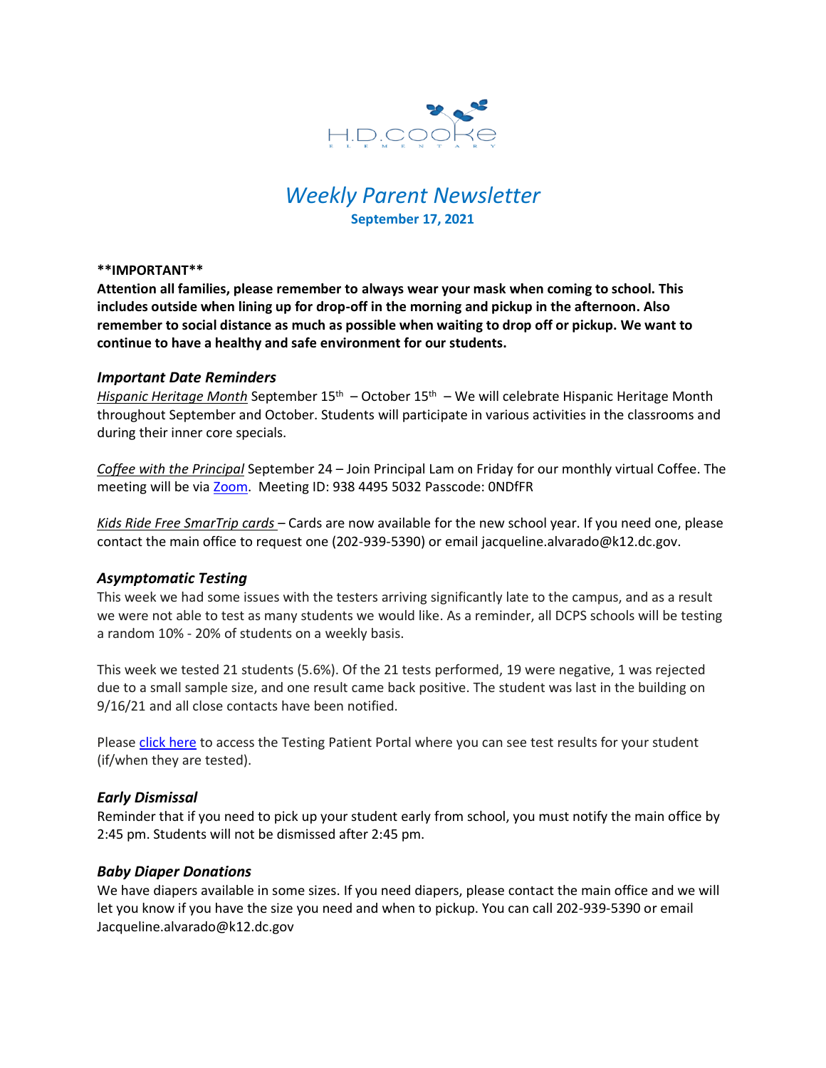H.D. COOKE ELEMENTARY

# *Weekly Parent Newsletter*

**September 17, 2021**

**\*\*IMPORTANT\*\***

**Attention all families, please remember to always wear your mask when coming to school. This includes outside when lining up for drop-off in the morning and pickup in the afternoon. Also remember to social distance as much as possible when waiting to drop off or pickup. We want to continue to have a healthy and safe environment for our students.**

### *Important Date Reminders*

*Hispanic Heritage Month* September 15th – October 15th – We will celebrate Hispanic Heritage Month throughout September and October. Students will participate in various activities in the classrooms and during their inner core specials.

*Coffee with the Principal* September 24 – Join Principal Lam on Friday for our monthly virtual Coffee. The meeting will be via Zoom. Meeting ID: 938 4495 5032 Passcode: 0NDfFR

*Kids Ride Free SmarTrip cards* – Cards are now available for the new school year. If you need one, please contact the main office to request one (202-939-5390) or email jacqueline.alvarado@k12.dc.gov.

### *Asymptomatic Testing*

This week we had some issues with the testers arriving significantly late to the campus, and as a result we were not able to test as many students we would like. As a reminder, all DCPS schools will be testing a random 10% - 20% of students on a weekly basis.

This week we tested 21 students (5.6%). Of the 21 tests performed, 19 were negative, 1 was rejected due to a small sample size, and one result came back positive. The student was last in the building on 9/16/21 and all close contacts have been notified.

Please click here to access the Testing Patient Portal where you can see test results for your student (if/when they are tested).

### *Early Dismissal*

Reminder that if you need to pick up your student early from school, you must notify the main office by 2:45 pm. Students will not be dismissed after 2:45 pm.

### *Baby Diaper Donations*

We have diapers available in some sizes. If you need diapers, please contact the main office and we will let you know if you have the size you need and when to pickup. You can call 202-939-5390 or email Jacqueline.alvarado@k12.dc.gov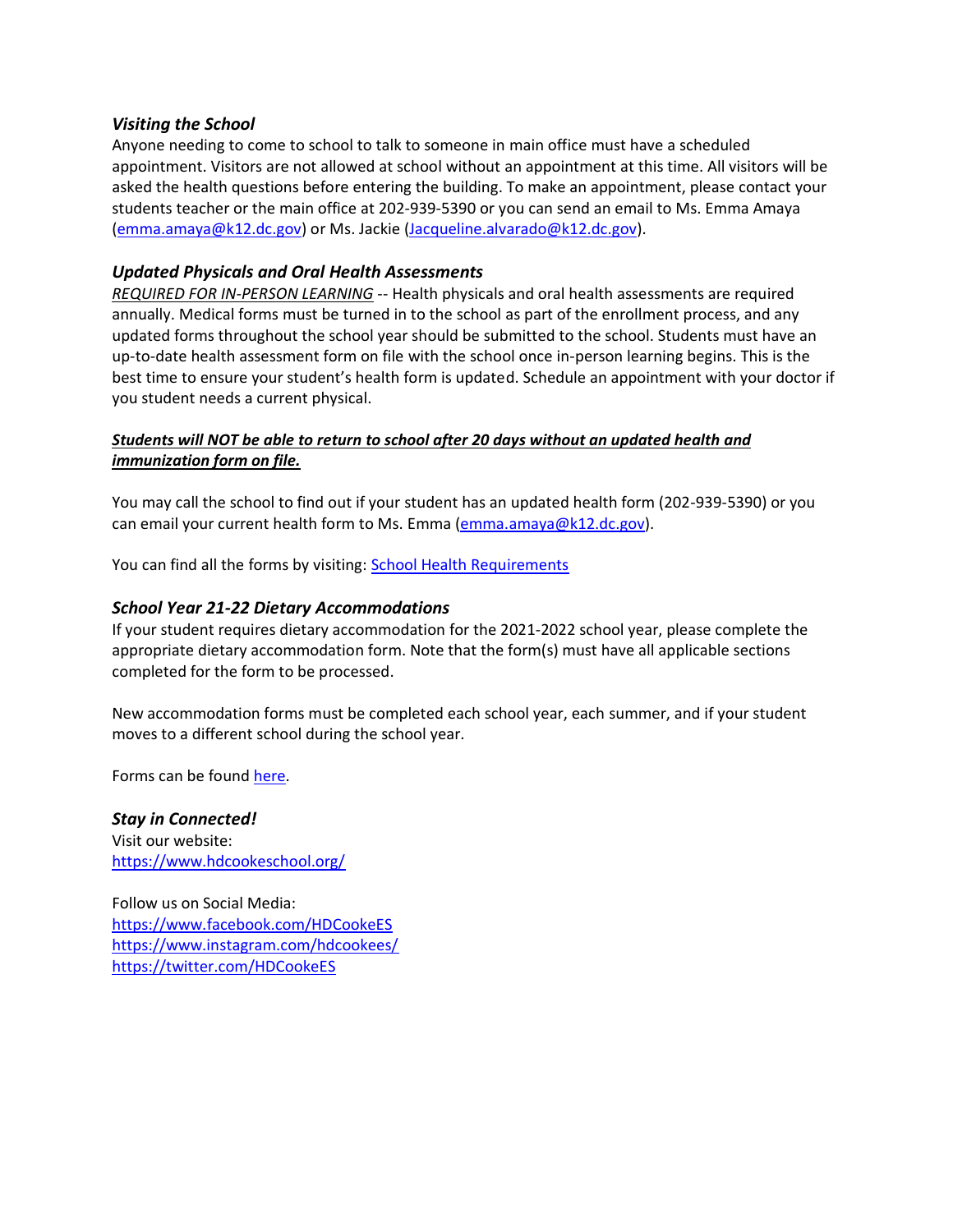### *Visiting the School*

Anyone needing to come to school to talk to someone in main office must have a scheduled appointment. Visitors are not allowed at school without an appointment at this time. All visitors will be asked the health questions before entering the building. To make an appointment, please contact your students teacher or the main office at 202-939-5390 or you can send an email to Ms. Emma Amaya (emma.amaya@k12.dc.gov) or Ms. Jackie (Jacqueline.alvarado@k12.dc.gov).

### *Updated Physicals and Oral Health Assessments*

*REQUIRED FOR IN-PERSON LEARNING* -- Health physicals and oral health assessments are required annually. Medical forms must be turned in to the school as part of the enrollment process, and any updated forms throughout the school year should be submitted to the school. Students must have an up-to-date health assessment form on file with the school once in-person learning begins. This is the best time to ensure your student's health form is updated. Schedule an appointment with your doctor if you student needs a current physical.

***Students will NOT be able to return to school after 20 days without an updated health and immunization form on file.***

You may call the school to find out if your student has an updated health form (202-939-5390) or you can email your current health form to Ms. Emma (emma.amaya@k12.dc.gov).

You can find all the forms by visiting: School Health Requirements

### *School Year 21-22 Dietary Accommodations*

If your student requires dietary accommodation for the 2021-2022 school year, please complete the appropriate dietary accommodation form. Note that the form(s) must have all applicable sections completed for the form to be processed.

New accommodation forms must be completed each school year, each summer, and if your student moves to a different school during the school year.

Forms can be found here.

### *Stay in Connected!*

Visit our website:
https://www.hdcookeschool.org/

Follow us on Social Media:
https://www.facebook.com/HDCookeES
https://www.instagram.com/hdcookees/
https://twitter.com/HDCookeES